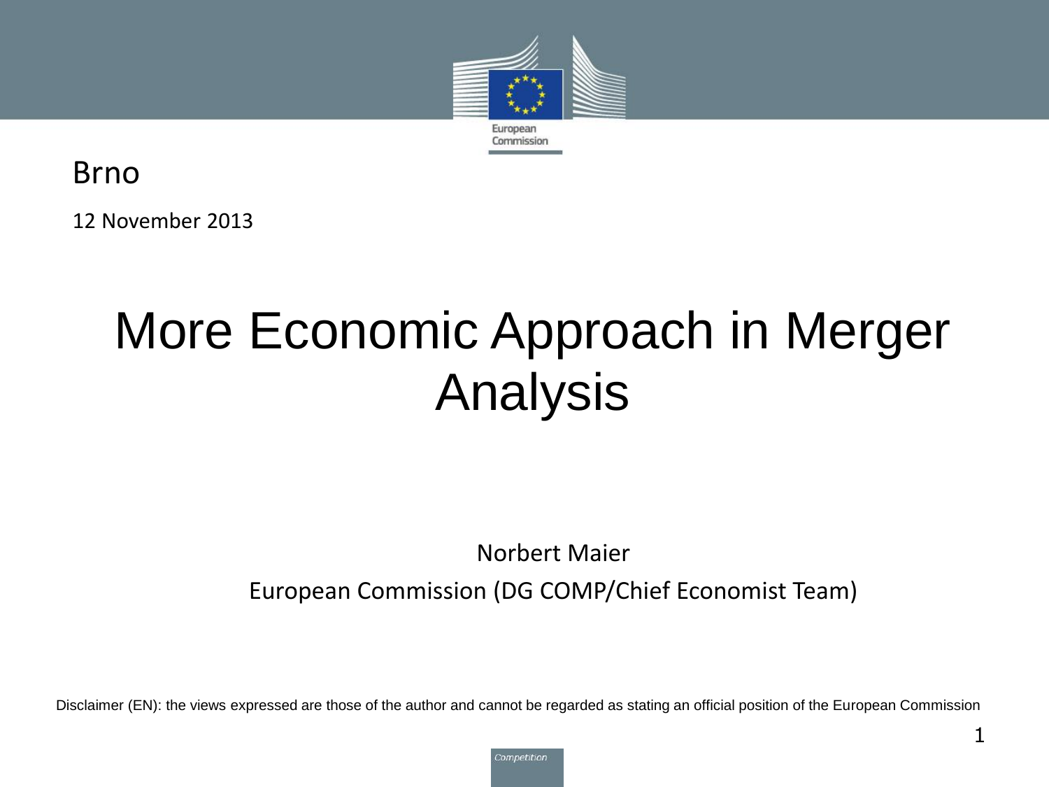Brno

12 November 2013

# More Economic Approach in Merger Analysis

Norbert Maier

European Commission (DG COMP/Chief Economist Team)

Disclaimer (EN): the views expressed are those of the author and cannot be regarded as stating an official position of the European Commission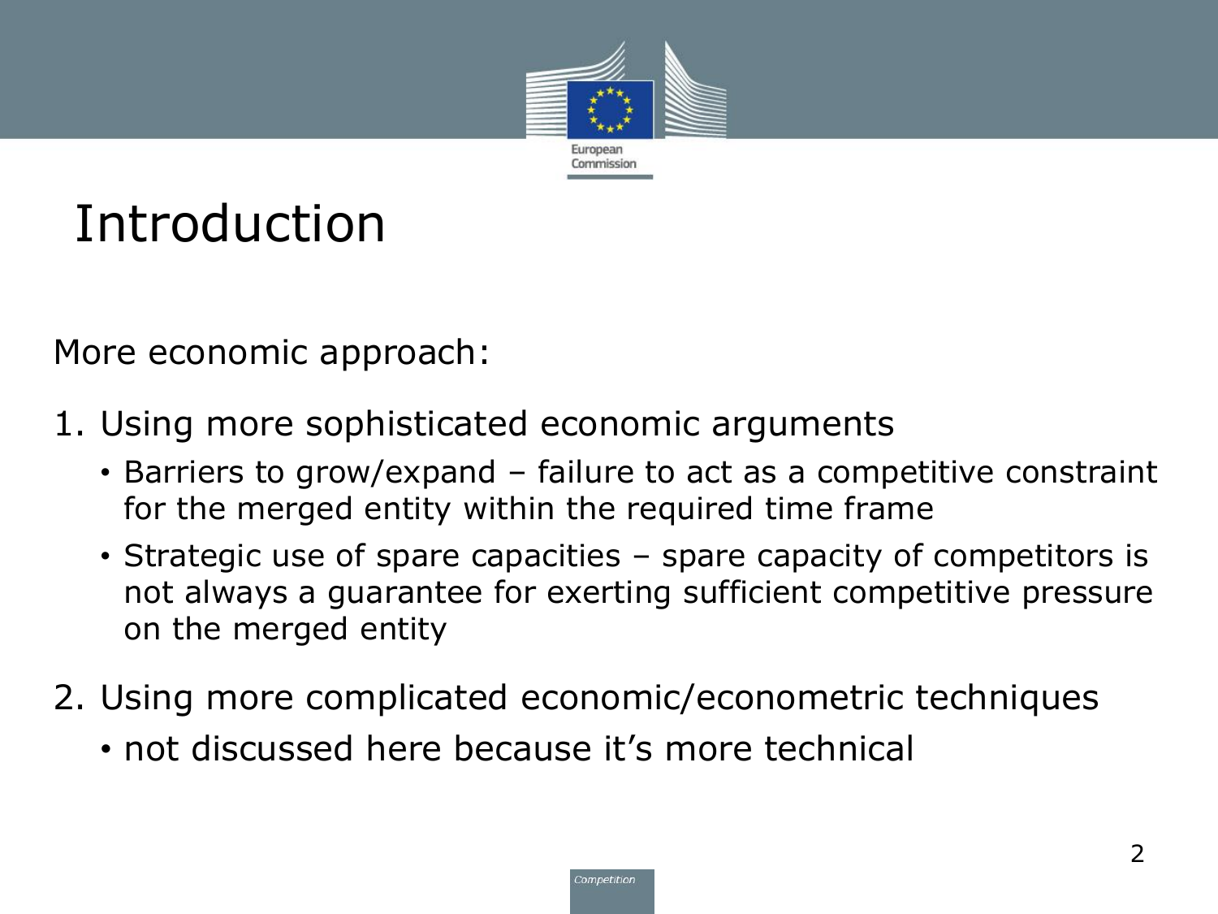# Introduction

More economic approach:

1. Using more sophisticated economic arguments
   - Barriers to grow/expand – failure to act as a competitive constraint for the merged entity within the required time frame
   - Strategic use of spare capacities – spare capacity of competitors is not always a guarantee for exerting sufficient competitive pressure on the merged entity
2. Using more complicated economic/econometric techniques
   - not discussed here because it's more technical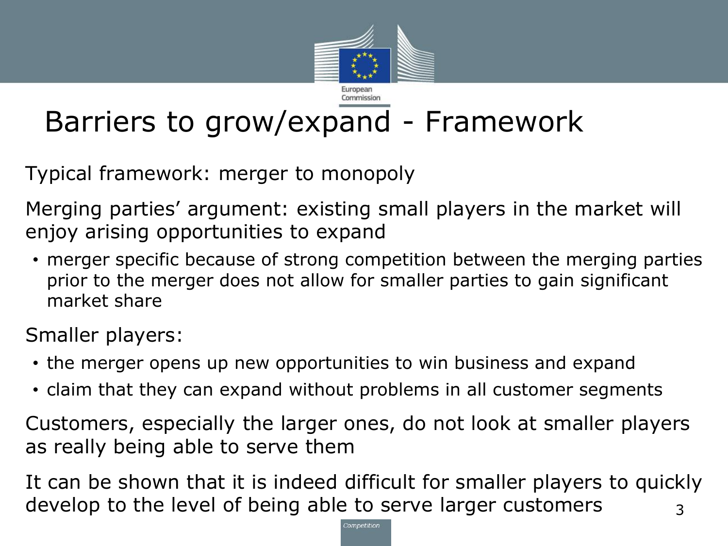# Barriers to grow/expand - Framework

Typical framework: merger to monopoly

Merging parties' argument: existing small players in the market will enjoy arising opportunities to expand

- merger specific because of strong competition between the merging parties prior to the merger does not allow for smaller parties to gain significant market share

Smaller players:

- the merger opens up new opportunities to win business and expand
- claim that they can expand without problems in all customer segments

Customers, especially the larger ones, do not look at smaller players as really being able to serve them

It can be shown that it is indeed difficult for smaller players to quickly develop to the level of being able to serve larger customers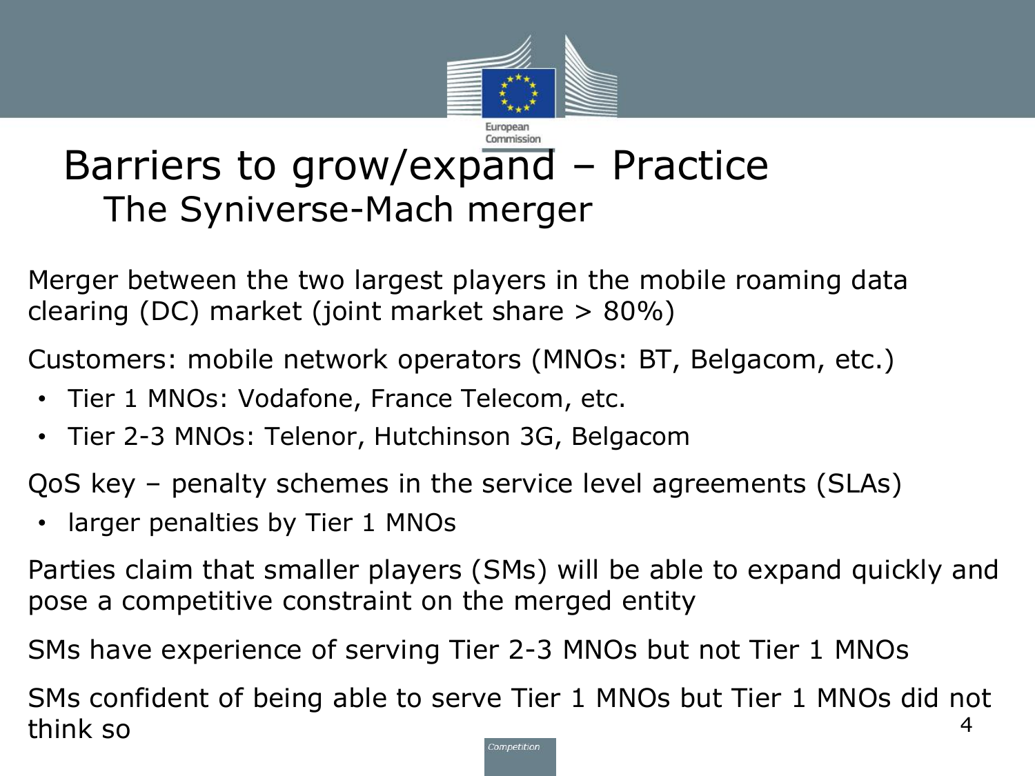# Barriers to grow/expand – Practice

## The Syniverse-Mach merger

Merger between the two largest players in the mobile roaming data clearing (DC) market (joint market share > 80%)

Customers: mobile network operators (MNOs: BT, Belgacom, etc.)

- Tier 1 MNOs: Vodafone, France Telecom, etc.
- Tier 2-3 MNOs: Telenor, Hutchinson 3G, Belgacom

QoS key – penalty schemes in the service level agreements (SLAs)

- larger penalties by Tier 1 MNOs

Parties claim that smaller players (SMs) will be able to expand quickly and pose a competitive constraint on the merged entity

SMs have experience of serving Tier 2-3 MNOs but not Tier 1 MNOs

SMs confident of being able to serve Tier 1 MNOs but Tier 1 MNOs did not think so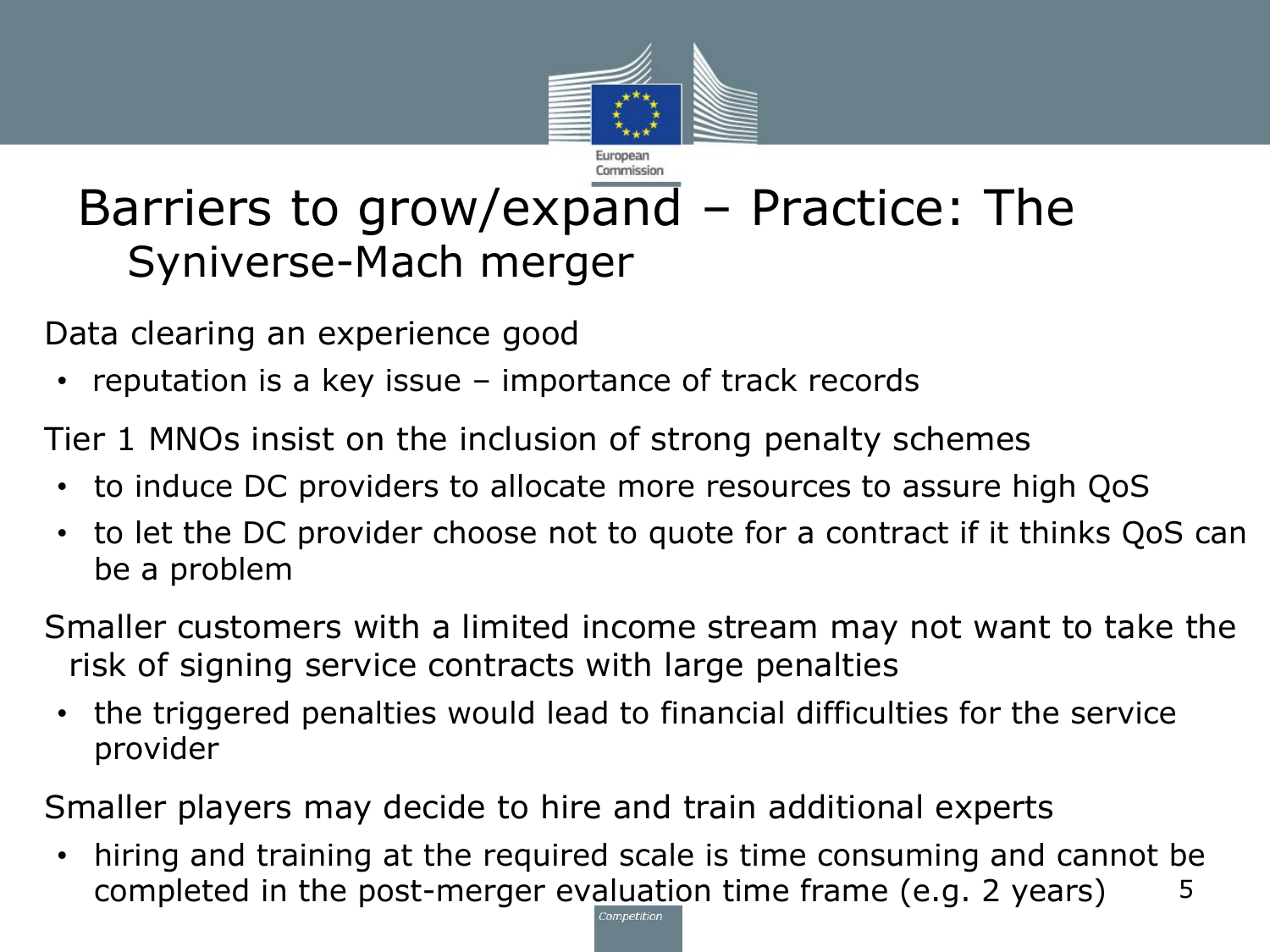# Barriers to grow/expand – Practice: The Syniverse-Mach merger

Data clearing an experience good

- reputation is a key issue – importance of track records

Tier 1 MNOs insist on the inclusion of strong penalty schemes

- to induce DC providers to allocate more resources to assure high QoS
- to let the DC provider choose not to quote for a contract if it thinks QoS can be a problem

Smaller customers with a limited income stream may not want to take the risk of signing service contracts with large penalties

- the triggered penalties would lead to financial difficulties for the service provider

Smaller players may decide to hire and train additional experts

- hiring and training at the required scale is time consuming and cannot be completed in the post-merger evaluation time frame (e.g. 2 years)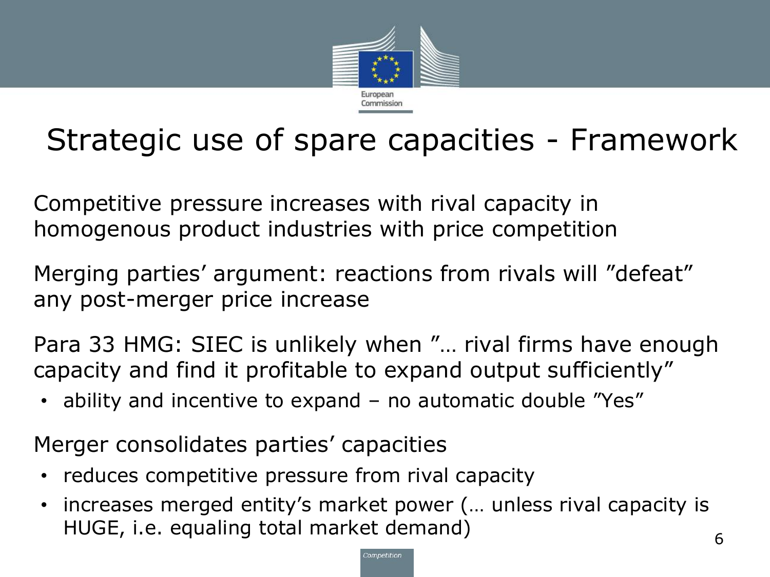# Strategic use of spare capacities - Framework

Competitive pressure increases with rival capacity in homogenous product industries with price competition

Merging parties' argument: reactions from rivals will "defeat" any post-merger price increase

Para 33 HMG: SIEC is unlikely when "… rival firms have enough capacity and find it profitable to expand output sufficiently"

- ability and incentive to expand – no automatic double "Yes"

Merger consolidates parties' capacities

- reduces competitive pressure from rival capacity
- increases merged entity's market power (… unless rival capacity is HUGE, i.e. equaling total market demand)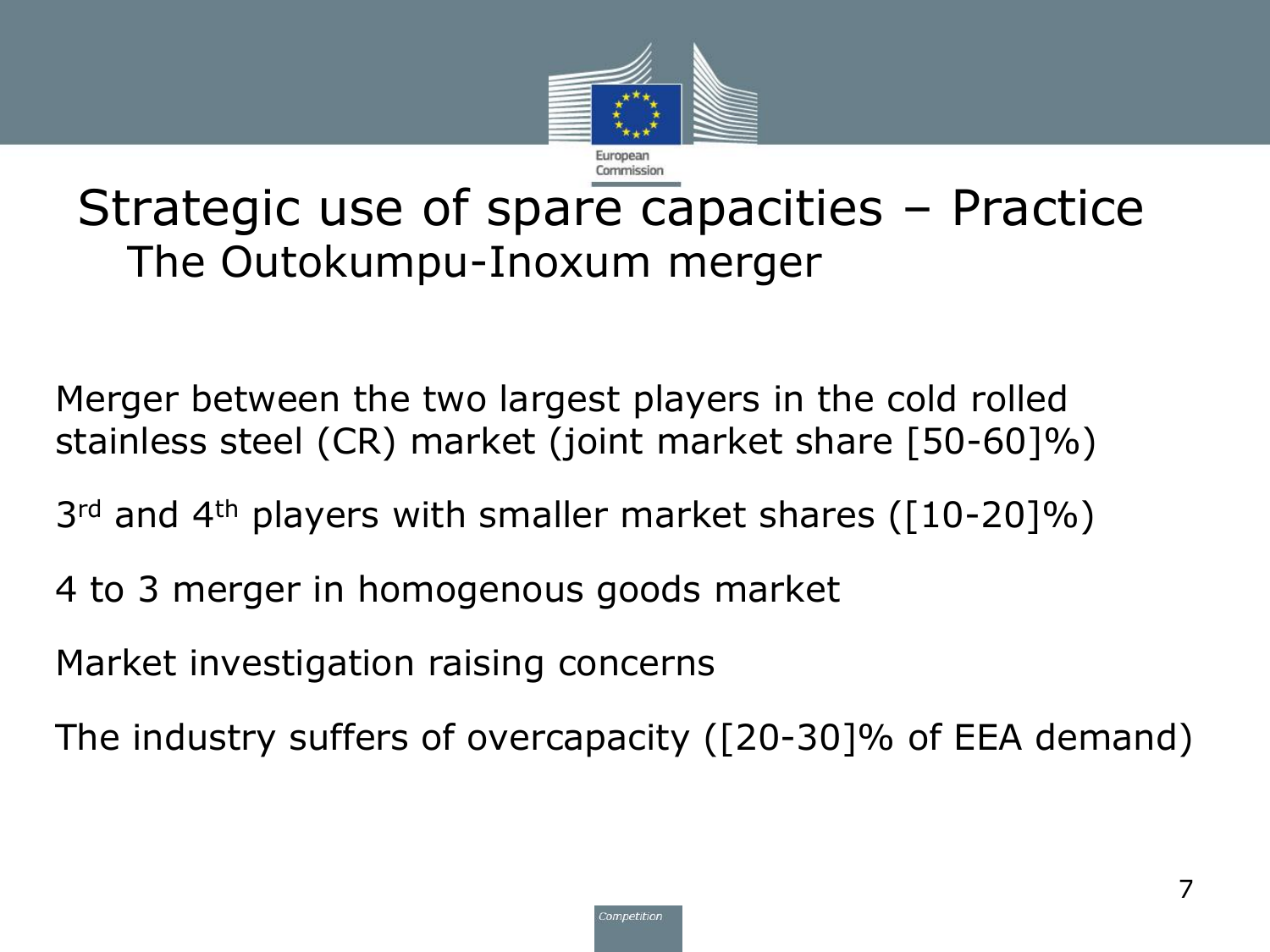# Strategic use of spare capacities – Practice

## The Outokumpu-Inoxum merger

Merger between the two largest players in the cold rolled stainless steel (CR) market (joint market share [50-60]%)

3rd and 4th players with smaller market shares ([10-20]%)

4 to 3 merger in homogenous goods market

Market investigation raising concerns

The industry suffers of overcapacity ([20-30]% of EEA demand)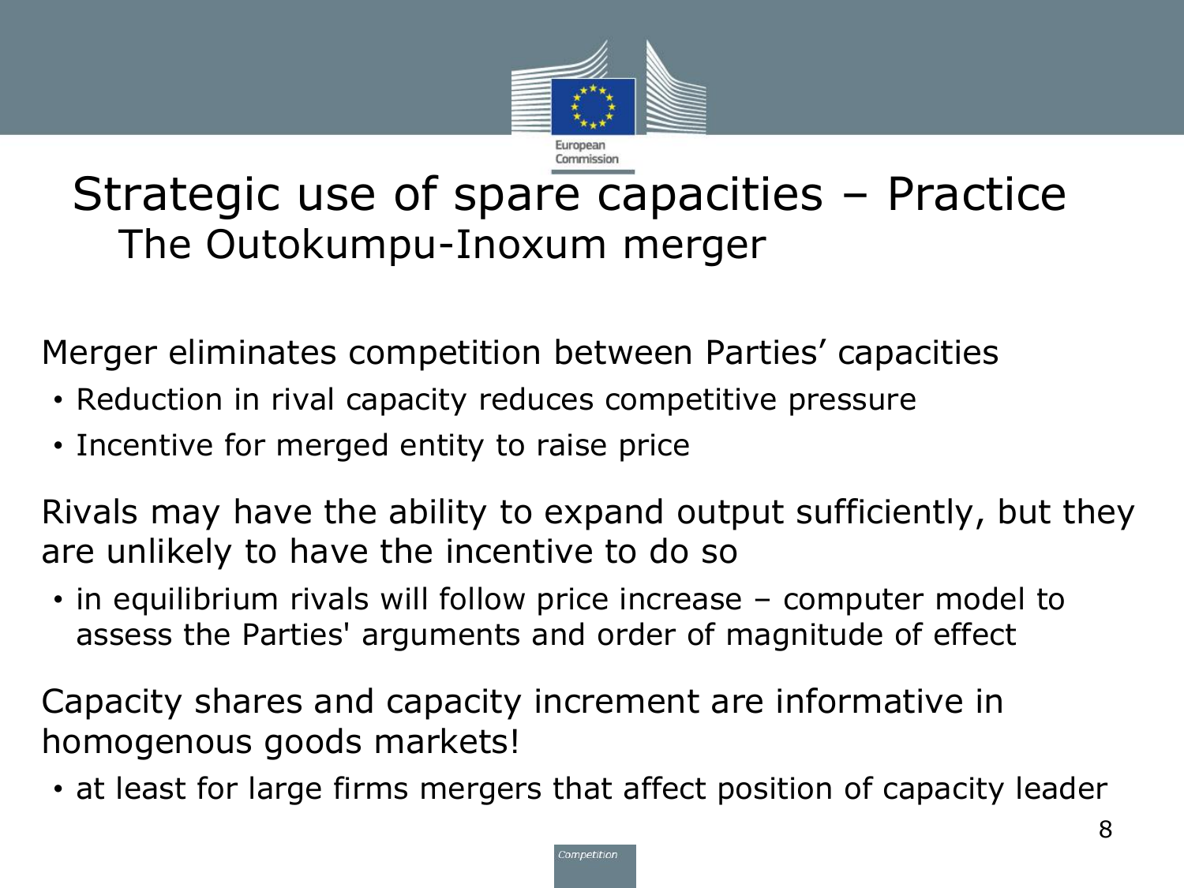# Strategic use of spare capacities – Practice

## The Outokumpu-Inoxum merger

Merger eliminates competition between Parties' capacities

- Reduction in rival capacity reduces competitive pressure
- Incentive for merged entity to raise price

Rivals may have the ability to expand output sufficiently, but they are unlikely to have the incentive to do so

- in equilibrium rivals will follow price increase – computer model to assess the Parties' arguments and order of magnitude of effect

Capacity shares and capacity increment are informative in homogenous goods markets!

- at least for large firms mergers that affect position of capacity leader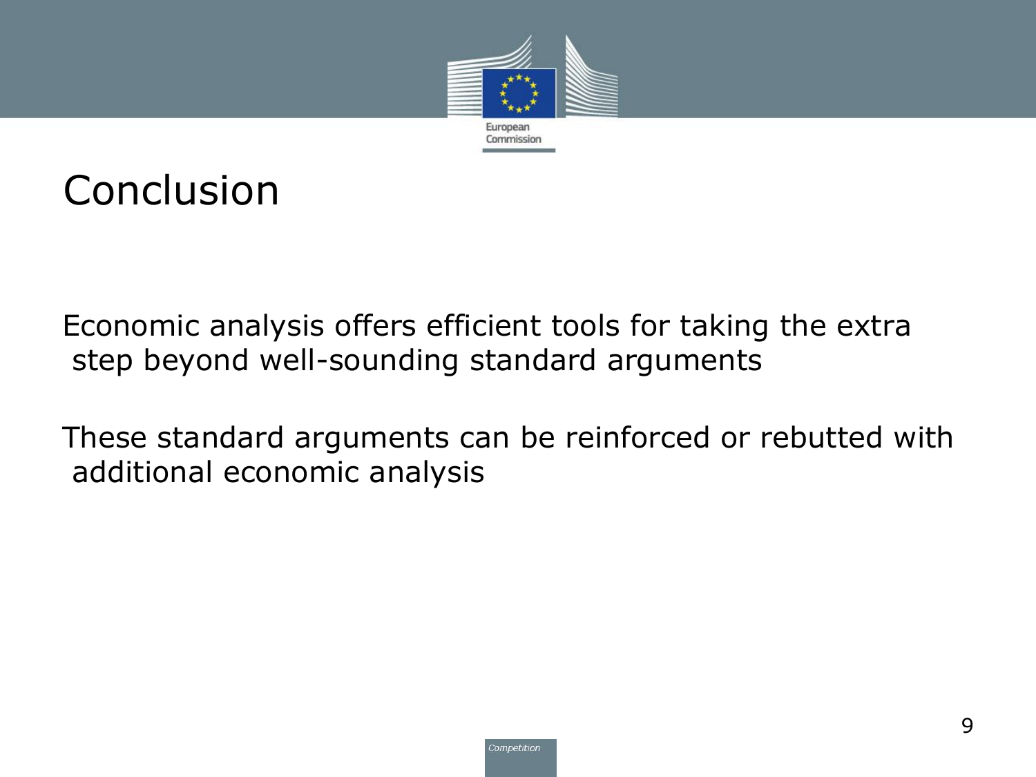# Conclusion

Economic analysis offers efficient tools for taking the extra step beyond well-sounding standard arguments

These standard arguments can be reinforced or rebutted with additional economic analysis